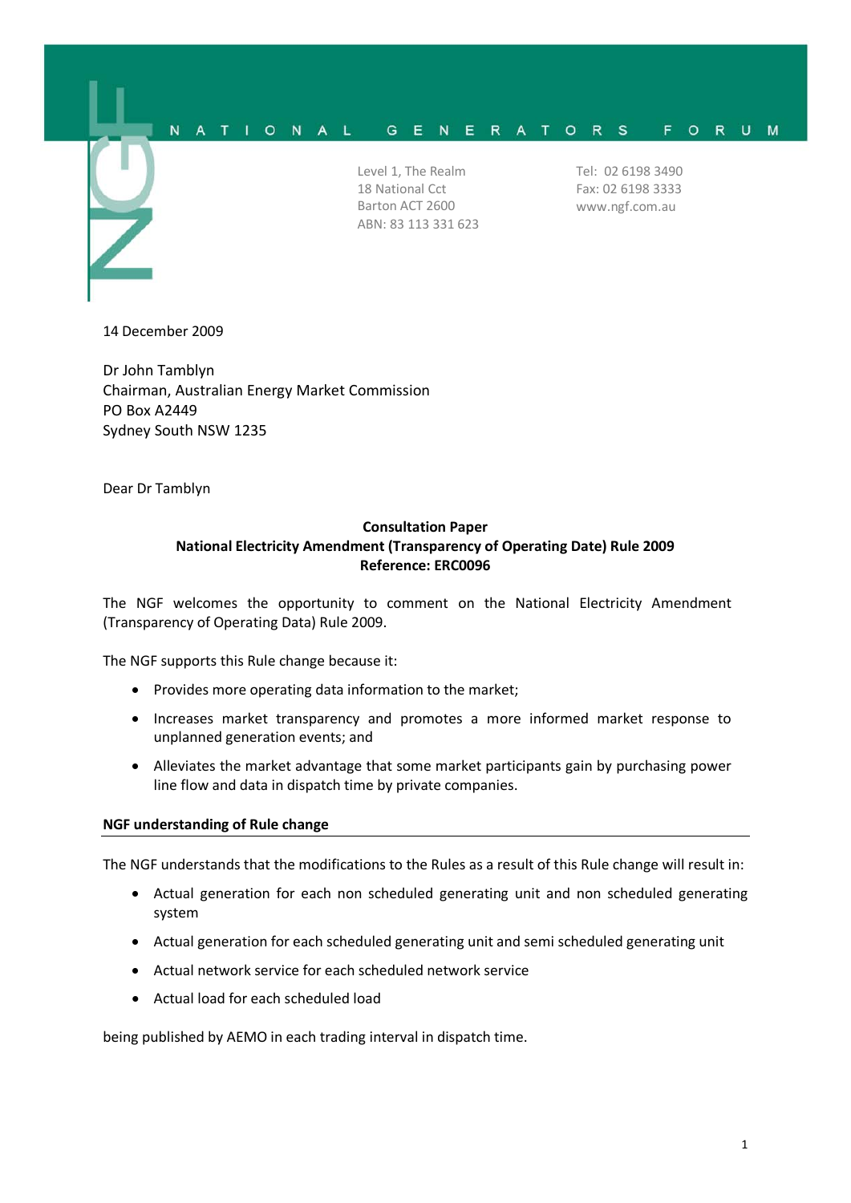NATIONAL GENERATORS FORUM

Level 1, The Realm
18 National Cct
Barton ACT 2600
ABN: 83 113 331 623

Tel: 02 6198 3490
Fax: 02 6198 3333
www.ngf.com.au

14 December 2009

Dr John Tamblyn
Chairman, Australian Energy Market Commission
PO Box A2449
Sydney South NSW 1235

Dear Dr Tamblyn

**Consultation Paper**
**National Electricity Amendment (Transparency of Operating Date) Rule 2009**
**Reference: ERC0096**

The NGF welcomes the opportunity to comment on the National Electricity Amendment (Transparency of Operating Data) Rule 2009.

The NGF supports this Rule change because it:

- Provides more operating data information to the market;
- Increases market transparency and promotes a more informed market response to unplanned generation events; and
- Alleviates the market advantage that some market participants gain by purchasing power line flow and data in dispatch time by private companies.

**NGF understanding of Rule change**

The NGF understands that the modifications to the Rules as a result of this Rule change will result in:

- Actual generation for each non scheduled generating unit and non scheduled generating system
- Actual generation for each scheduled generating unit and semi scheduled generating unit
- Actual network service for each scheduled network service
- Actual load for each scheduled load

being published by AEMO in each trading interval in dispatch time.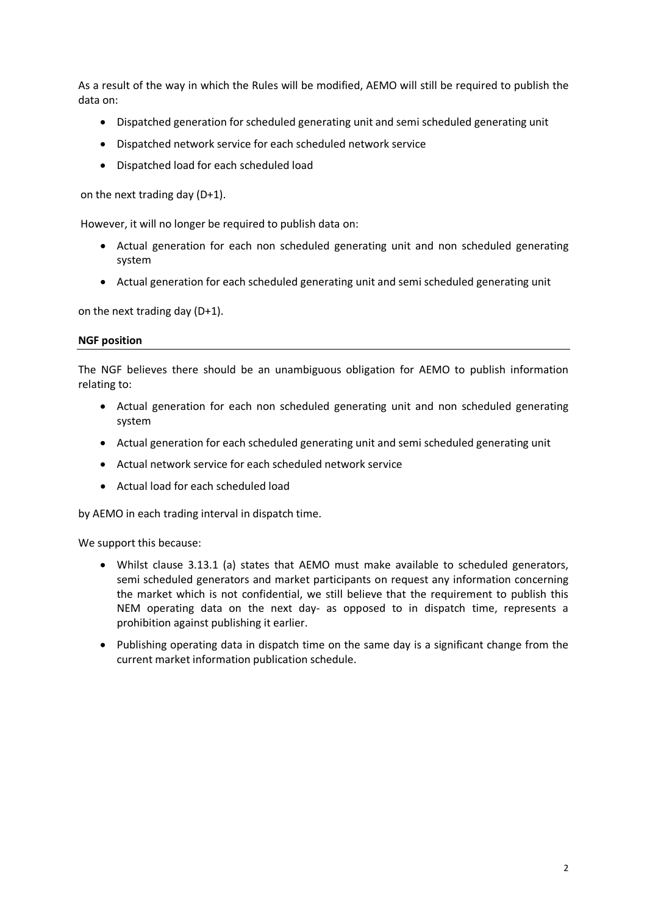As a result of the way in which the Rules will be modified, AEMO will still be required to publish the data on:

- Dispatched generation for scheduled generating unit and semi scheduled generating unit
- Dispatched network service for each scheduled network service
- Dispatched load for each scheduled load

on the next trading day (D+1).

However, it will no longer be required to publish data on:

- Actual generation for each non scheduled generating unit and non scheduled generating system
- Actual generation for each scheduled generating unit and semi scheduled generating unit

on the next trading day (D+1).

**NGF position**

The NGF believes there should be an unambiguous obligation for AEMO to publish information relating to:

- Actual generation for each non scheduled generating unit and non scheduled generating system
- Actual generation for each scheduled generating unit and semi scheduled generating unit
- Actual network service for each scheduled network service
- Actual load for each scheduled load

by AEMO in each trading interval in dispatch time.

We support this because:

- Whilst clause 3.13.1 (a) states that AEMO must make available to scheduled generators, semi scheduled generators and market participants on request any information concerning the market which is not confidential, we still believe that the requirement to publish this NEM operating data on the next day- as opposed to in dispatch time, represents a prohibition against publishing it earlier.
- Publishing operating data in dispatch time on the same day is a significant change from the current market information publication schedule.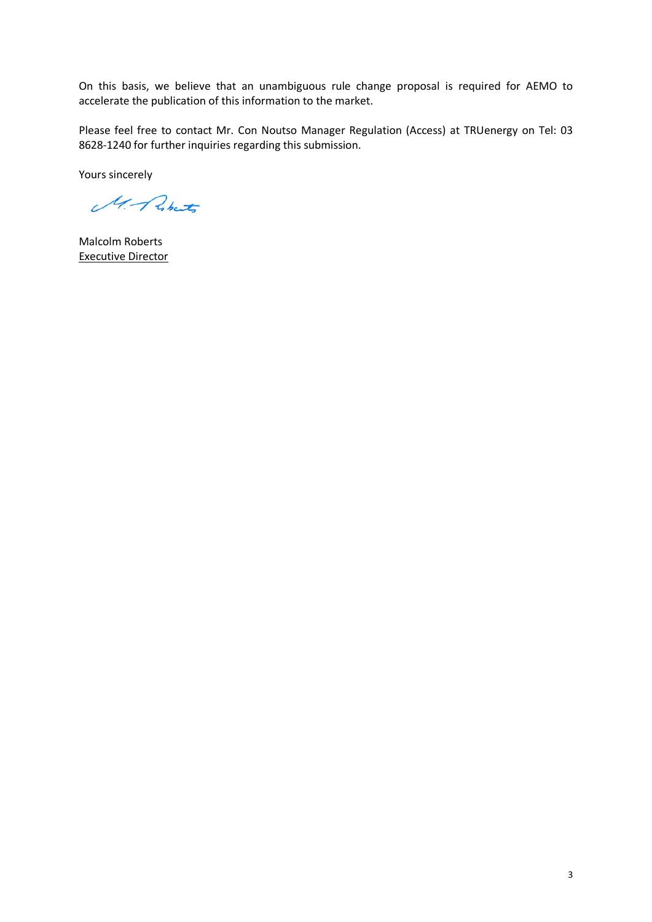On this basis, we believe that an unambiguous rule change proposal is required for AEMO to accelerate the publication of this information to the market.

Please feel free to contact Mr. Con Noutso Manager Regulation (Access) at TRUenergy on Tel: 03 8628-1240 for further inquiries regarding this submission.

Yours sincerely

Malcolm Roberts
Executive Director